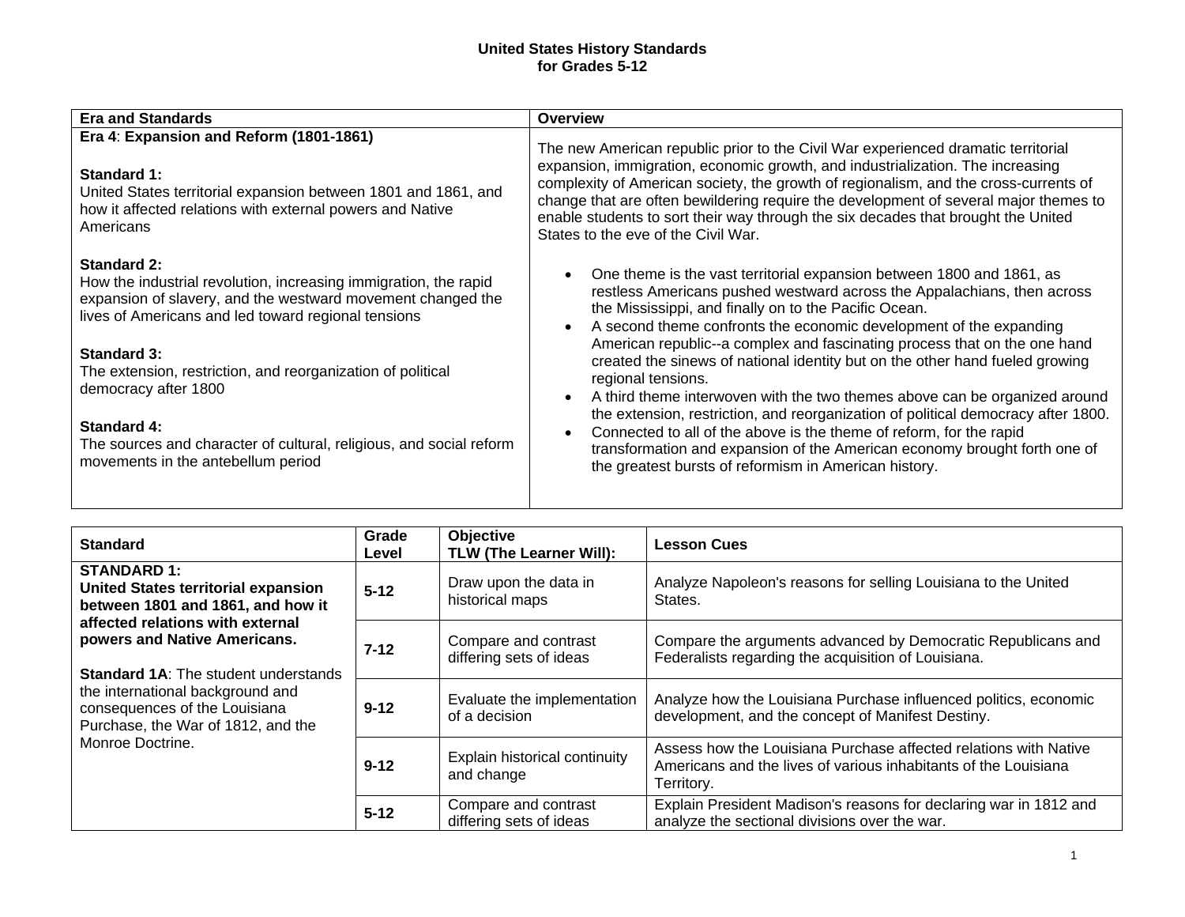# United States History Standards for Grades 5-12

| Era and Standards | Overview |
| --- | --- |
| **Era 4**: **Expansion and Reform (1801-1861)**<br><br>**Standard 1:**<br>United States territorial expansion between 1801 and 1861, and how it affected relations with external powers and Native Americans<br><br>**Standard 2:**<br>How the industrial revolution, increasing immigration, the rapid expansion of slavery, and the westward movement changed the lives of Americans and led toward regional tensions<br><br>**Standard 3:**<br>The extension, restriction, and reorganization of political democracy after 1800<br><br>**Standard 4:**<br>The sources and character of cultural, religious, and social reform movements in the antebellum period | The new American republic prior to the Civil War experienced dramatic territorial expansion, immigration, economic growth, and industrialization. The increasing complexity of American society, the growth of regionalism, and the cross-currents of change that are often bewildering require the development of several major themes to enable students to sort their way through the six decades that brought the United States to the eve of the Civil War.<br><br>• One theme is the vast territorial expansion between 1800 and 1861, as restless Americans pushed westward across the Appalachians, then across the Mississippi, and finally on to the Pacific Ocean.<br>• A second theme confronts the economic development of the expanding American republic--a complex and fascinating process that on the one hand created the sinews of national identity but on the other hand fueled growing regional tensions.<br>• A third theme interwoven with the two themes above can be organized around the extension, restriction, and reorganization of political democracy after 1800.<br>• Connected to all of the above is the theme of reform, for the rapid transformation and expansion of the American economy brought forth one of the greatest bursts of reformism in American history. |

| Standard | Grade Level | Objective<br>TLW (The Learner Will): | Lesson Cues |
| --- | --- | --- | --- |
| **STANDARD 1:**<br>**United States territorial expansion between 1801 and 1861, and how it affected relations with external powers and Native Americans.**<br><br>**Standard 1A**: The student understands the international background and consequences of the Louisiana Purchase, the War of 1812, and the Monroe Doctrine. | **5-12** | Draw upon the data in historical maps | Analyze Napoleon's reasons for selling Louisiana to the United States. |
| | **7-12** | Compare and contrast differing sets of ideas | Compare the arguments advanced by Democratic Republicans and Federalists regarding the acquisition of Louisiana. |
| | **9-12** | Evaluate the implementation of a decision | Analyze how the Louisiana Purchase influenced politics, economic development, and the concept of Manifest Destiny. |
| | **9-12** | Explain historical continuity and change | Assess how the Louisiana Purchase affected relations with Native Americans and the lives of various inhabitants of the Louisiana Territory. |
| | **5-12** | Compare and contrast differing sets of ideas | Explain President Madison's reasons for declaring war in 1812 and analyze the sectional divisions over the war. |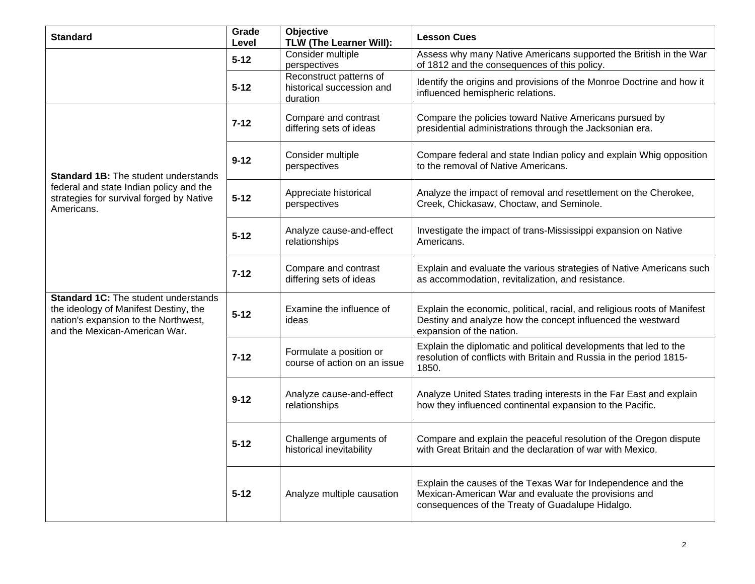| Standard | Grade Level | Objective<br>TLW (The Learner Will): | Lesson Cues |
|---|---|---|---|
| | **5-12** | Consider multiple perspectives | Assess why many Native Americans supported the British in the War of 1812 and the consequences of this policy. |
| | **5-12** | Reconstruct patterns of historical succession and duration | Identify the origins and provisions of the Monroe Doctrine and how it influenced hemispheric relations. |
| **Standard 1B:** The student understands federal and state Indian policy and the strategies for survival forged by Native Americans. | **7-12** | Compare and contrast differing sets of ideas | Compare the policies toward Native Americans pursued by presidential administrations through the Jacksonian era. |
| | **9-12** | Consider multiple perspectives | Compare federal and state Indian policy and explain Whig opposition to the removal of Native Americans. |
| | **5-12** | Appreciate historical perspectives | Analyze the impact of removal and resettlement on the Cherokee, Creek, Chickasaw, Choctaw, and Seminole. |
| | **5-12** | Analyze cause-and-effect relationships | Investigate the impact of trans-Mississippi expansion on Native Americans. |
| | **7-12** | Compare and contrast differing sets of ideas | Explain and evaluate the various strategies of Native Americans such as accommodation, revitalization, and resistance. |
| **Standard 1C:** The student understands the ideology of Manifest Destiny, the nation's expansion to the Northwest, and the Mexican-American War. | **5-12** | Examine the influence of ideas | Explain the economic, political, racial, and religious roots of Manifest Destiny and analyze how the concept influenced the westward expansion of the nation. |
| | **7-12** | Formulate a position or course of action on an issue | Explain the diplomatic and political developments that led to the resolution of conflicts with Britain and Russia in the period 1815-1850. |
| | **9-12** | Analyze cause-and-effect relationships | Analyze United States trading interests in the Far East and explain how they influenced continental expansion to the Pacific. |
| | **5-12** | Challenge arguments of historical inevitability | Compare and explain the peaceful resolution of the Oregon dispute with Great Britain and the declaration of war with Mexico. |
| | **5-12** | Analyze multiple causation | Explain the causes of the Texas War for Independence and the Mexican-American War and evaluate the provisions and consequences of the Treaty of Guadalupe Hidalgo. |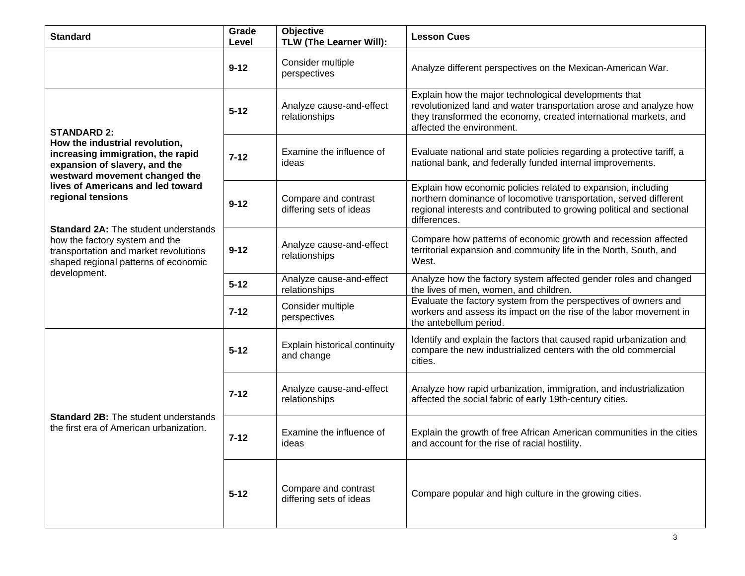| Standard | Grade Level | Objective TLW (The Learner Will): | Lesson Cues |
| --- | --- | --- | --- |
| | **9-12** | Consider multiple perspectives | Analyze different perspectives on the Mexican-American War. |
| **STANDARD 2: How the industrial revolution, increasing immigration, the rapid expansion of slavery, and the westward movement changed the lives of Americans and led toward regional tensions**<br><br>**Standard 2A:** The student understands how the factory system and the transportation and market revolutions shaped regional patterns of economic development. | **5-12** | Analyze cause-and-effect relationships | Explain how the major technological developments that revolutionized land and water transportation arose and analyze how they transformed the economy, created international markets, and affected the environment. |
| | **7-12** | Examine the influence of ideas | Evaluate national and state policies regarding a protective tariff, a national bank, and federally funded internal improvements. |
| | **9-12** | Compare and contrast differing sets of ideas | Explain how economic policies related to expansion, including northern dominance of locomotive transportation, served different regional interests and contributed to growing political and sectional differences. |
| | **9-12** | Analyze cause-and-effect relationships | Compare how patterns of economic growth and recession affected territorial expansion and community life in the North, South, and West. |
| | **5-12** | Analyze cause-and-effect relationships | Analyze how the factory system affected gender roles and changed the lives of men, women, and children. |
| | **7-12** | Consider multiple perspectives | Evaluate the factory system from the perspectives of owners and workers and assess its impact on the rise of the labor movement in the antebellum period. |
| **Standard 2B:** The student understands the first era of American urbanization. | **5-12** | Explain historical continuity and change | Identify and explain the factors that caused rapid urbanization and compare the new industrialized centers with the old commercial cities. |
| | **7-12** | Analyze cause-and-effect relationships | Analyze how rapid urbanization, immigration, and industrialization affected the social fabric of early 19th-century cities. |
| | **7-12** | Examine the influence of ideas | Explain the growth of free African American communities in the cities and account for the rise of racial hostility. |
| | **5-12** | Compare and contrast differing sets of ideas | Compare popular and high culture in the growing cities. |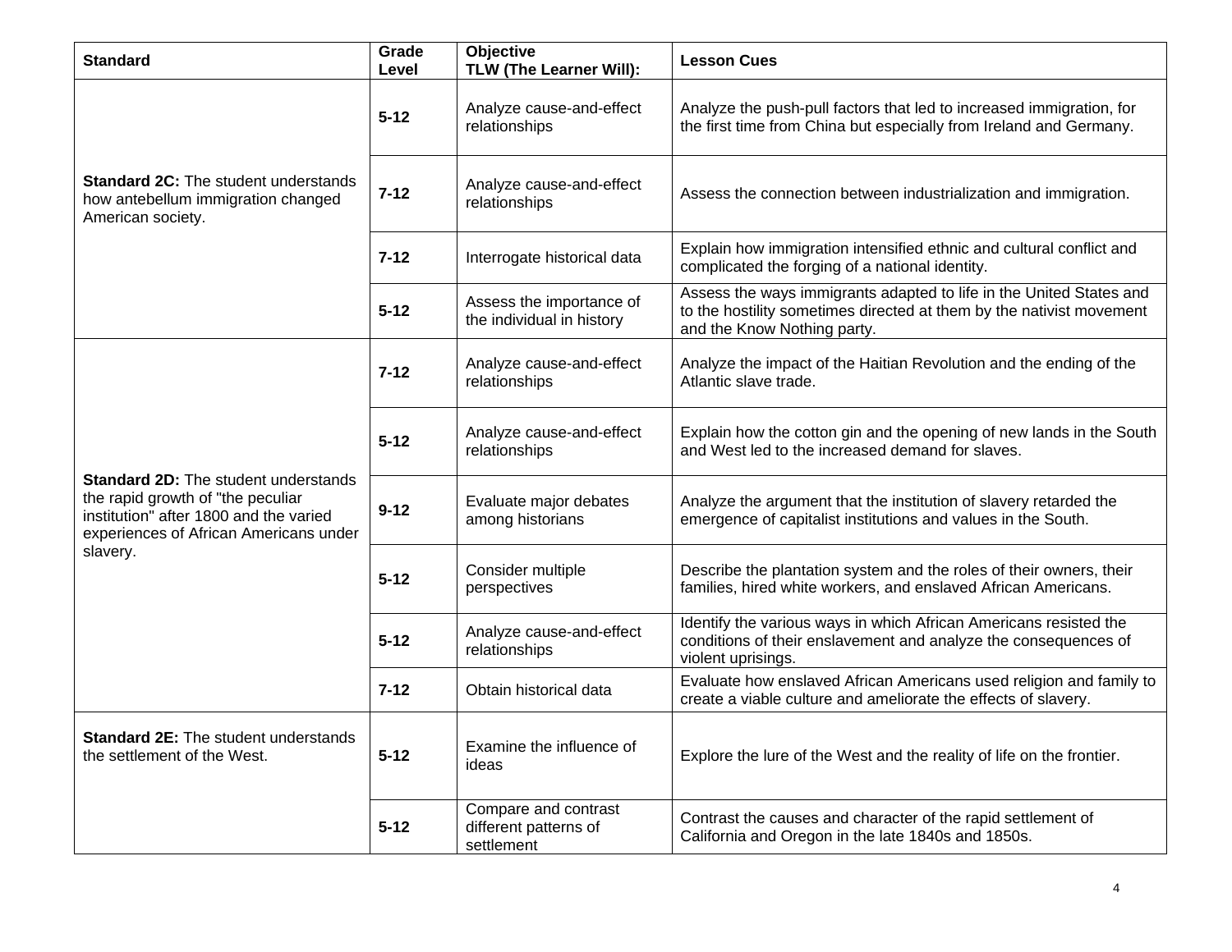| Standard | Grade Level | Objective TLW (The Learner Will): | Lesson Cues |
|---|---|---|---|
| **Standard 2C:** The student understands how antebellum immigration changed American society. | **5-12** | Analyze cause-and-effect relationships | Analyze the push-pull factors that led to increased immigration, for the first time from China but especially from Ireland and Germany. |
| | **7-12** | Analyze cause-and-effect relationships | Assess the connection between industrialization and immigration. |
| | **7-12** | Interrogate historical data | Explain how immigration intensified ethnic and cultural conflict and complicated the forging of a national identity. |
| | **5-12** | Assess the importance of the individual in history | Assess the ways immigrants adapted to life in the United States and to the hostility sometimes directed at them by the nativist movement and the Know Nothing party. |
| **Standard 2D:** The student understands the rapid growth of "the peculiar institution" after 1800 and the varied experiences of African Americans under slavery. | **7-12** | Analyze cause-and-effect relationships | Analyze the impact of the Haitian Revolution and the ending of the Atlantic slave trade. |
| | **5-12** | Analyze cause-and-effect relationships | Explain how the cotton gin and the opening of new lands in the South and West led to the increased demand for slaves. |
| | **9-12** | Evaluate major debates among historians | Analyze the argument that the institution of slavery retarded the emergence of capitalist institutions and values in the South. |
| | **5-12** | Consider multiple perspectives | Describe the plantation system and the roles of their owners, their families, hired white workers, and enslaved African Americans. |
| | **5-12** | Analyze cause-and-effect relationships | Identify the various ways in which African Americans resisted the conditions of their enslavement and analyze the consequences of violent uprisings. |
| | **7-12** | Obtain historical data | Evaluate how enslaved African Americans used religion and family to create a viable culture and ameliorate the effects of slavery. |
| **Standard 2E:** The student understands the settlement of the West. | **5-12** | Examine the influence of ideas | Explore the lure of the West and the reality of life on the frontier. |
| | **5-12** | Compare and contrast different patterns of settlement | Contrast the causes and character of the rapid settlement of California and Oregon in the late 1840s and 1850s. |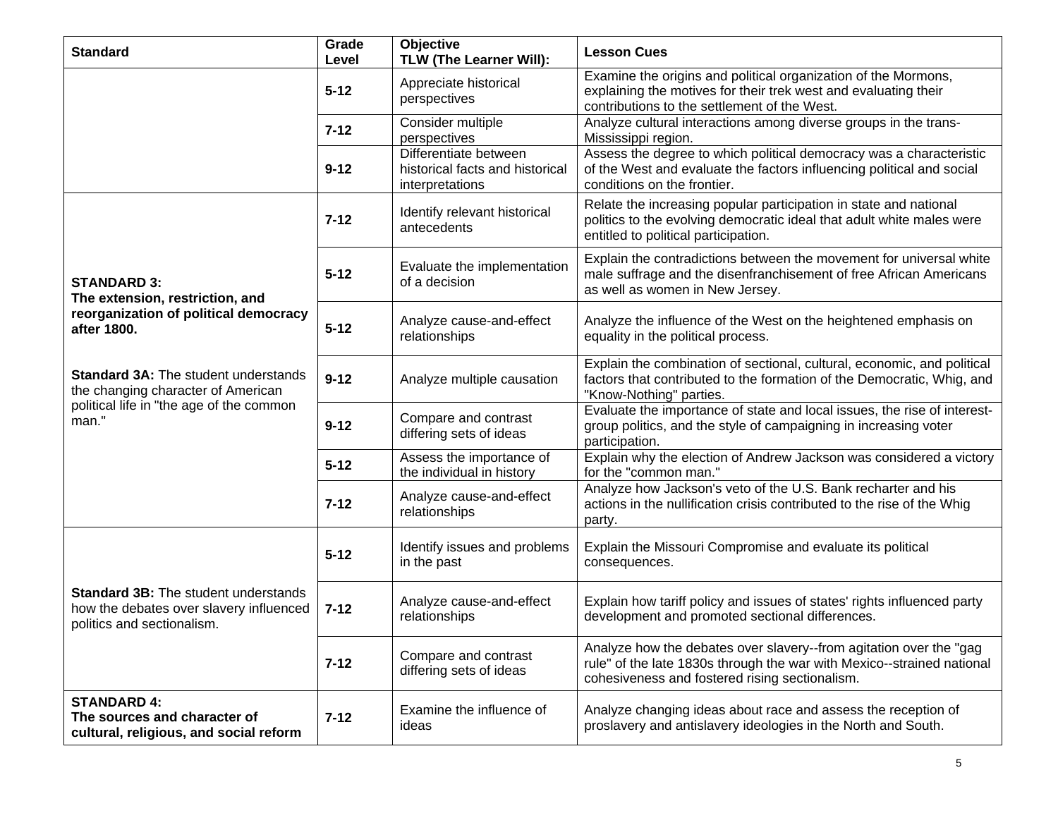| Standard | Grade Level | Objective TLW (The Learner Will): | Lesson Cues |
|---|---|---|---|
| | **5-12** | Appreciate historical perspectives | Examine the origins and political organization of the Mormons, explaining the motives for their trek west and evaluating their contributions to the settlement of the West. |
| | **7-12** | Consider multiple perspectives | Analyze cultural interactions among diverse groups in the trans-Mississippi region. |
| | **9-12** | Differentiate between historical facts and historical interpretations | Assess the degree to which political democracy was a characteristic of the West and evaluate the factors influencing political and social conditions on the frontier. |
| **STANDARD 3: The extension, restriction, and reorganization of political democracy after 1800.** **Standard 3A:** The student understands the changing character of American political life in "the age of the common man." | **7-12** | Identify relevant historical antecedents | Relate the increasing popular participation in state and national politics to the evolving democratic ideal that adult white males were entitled to political participation. |
| | **5-12** | Evaluate the implementation of a decision | Explain the contradictions between the movement for universal white male suffrage and the disenfranchisement of free African Americans as well as women in New Jersey. |
| | **5-12** | Analyze cause-and-effect relationships | Analyze the influence of the West on the heightened emphasis on equality in the political process. |
| | **9-12** | Analyze multiple causation | Explain the combination of sectional, cultural, economic, and political factors that contributed to the formation of the Democratic, Whig, and "Know-Nothing" parties. |
| | **9-12** | Compare and contrast differing sets of ideas | Evaluate the importance of state and local issues, the rise of interest-group politics, and the style of campaigning in increasing voter participation. |
| | **5-12** | Assess the importance of the individual in history | Explain why the election of Andrew Jackson was considered a victory for the "common man." |
| | **7-12** | Analyze cause-and-effect relationships | Analyze how Jackson's veto of the U.S. Bank recharter and his actions in the nullification crisis contributed to the rise of the Whig party. |
| **Standard 3B:** The student understands how the debates over slavery influenced politics and sectionalism. | **5-12** | Identify issues and problems in the past | Explain the Missouri Compromise and evaluate its political consequences. |
| | **7-12** | Analyze cause-and-effect relationships | Explain how tariff policy and issues of states' rights influenced party development and promoted sectional differences. |
| | **7-12** | Compare and contrast differing sets of ideas | Analyze how the debates over slavery--from agitation over the "gag rule" of the late 1830s through the war with Mexico--strained national cohesiveness and fostered rising sectionalism. |
| **STANDARD 4: The sources and character of cultural, religious, and social reform** | **7-12** | Examine the influence of ideas | Analyze changing ideas about race and assess the reception of proslavery and antislavery ideologies in the North and South. |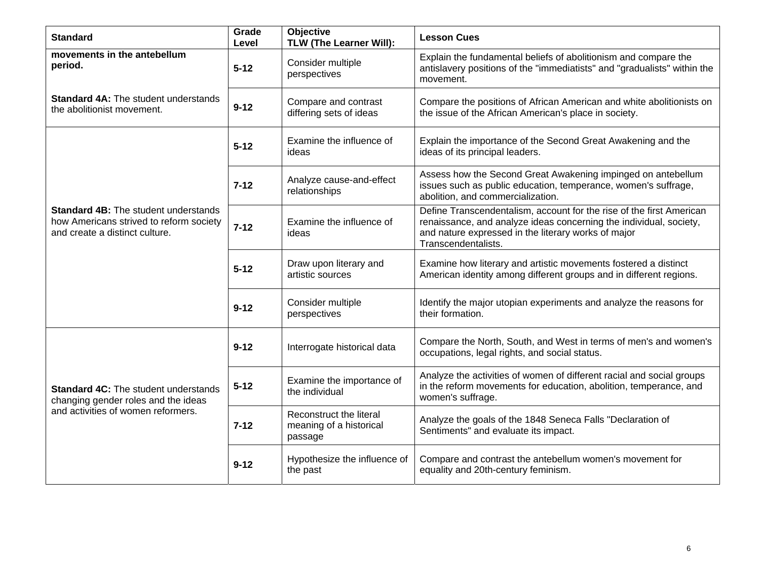| Standard | Grade Level | Objective TLW (The Learner Will): | Lesson Cues |
|---|---|---|---|
| **movements in the antebellum period.** | 5-12 | Consider multiple perspectives | Explain the fundamental beliefs of abolitionism and compare the antislavery positions of the "immediatists" and "gradualists" within the movement. |
| **Standard 4A:** The student understands the abolitionist movement. | 9-12 | Compare and contrast differing sets of ideas | Compare the positions of African American and white abolitionists on the issue of the African American's place in society. |
| **Standard 4B:** The student understands how Americans strived to reform society and create a distinct culture. | 5-12 | Examine the influence of ideas | Explain the importance of the Second Great Awakening and the ideas of its principal leaders. |
| | 7-12 | Analyze cause-and-effect relationships | Assess how the Second Great Awakening impinged on antebellum issues such as public education, temperance, women's suffrage, abolition, and commercialization. |
| | 7-12 | Examine the influence of ideas | Define Transcendentalism, account for the rise of the first American renaissance, and analyze ideas concerning the individual, society, and nature expressed in the literary works of major Transcendentalists. |
| | 5-12 | Draw upon literary and artistic sources | Examine how literary and artistic movements fostered a distinct American identity among different groups and in different regions. |
| | 9-12 | Consider multiple perspectives | Identify the major utopian experiments and analyze the reasons for their formation. |
| **Standard 4C:** The student understands changing gender roles and the ideas and activities of women reformers. | 9-12 | Interrogate historical data | Compare the North, South, and West in terms of men's and women's occupations, legal rights, and social status. |
| | 5-12 | Examine the importance of the individual | Analyze the activities of women of different racial and social groups in the reform movements for education, abolition, temperance, and women's suffrage. |
| | 7-12 | Reconstruct the literal meaning of a historical passage | Analyze the goals of the 1848 Seneca Falls "Declaration of Sentiments" and evaluate its impact. |
| | 9-12 | Hypothesize the influence of the past | Compare and contrast the antebellum women's movement for equality and 20th-century feminism. |